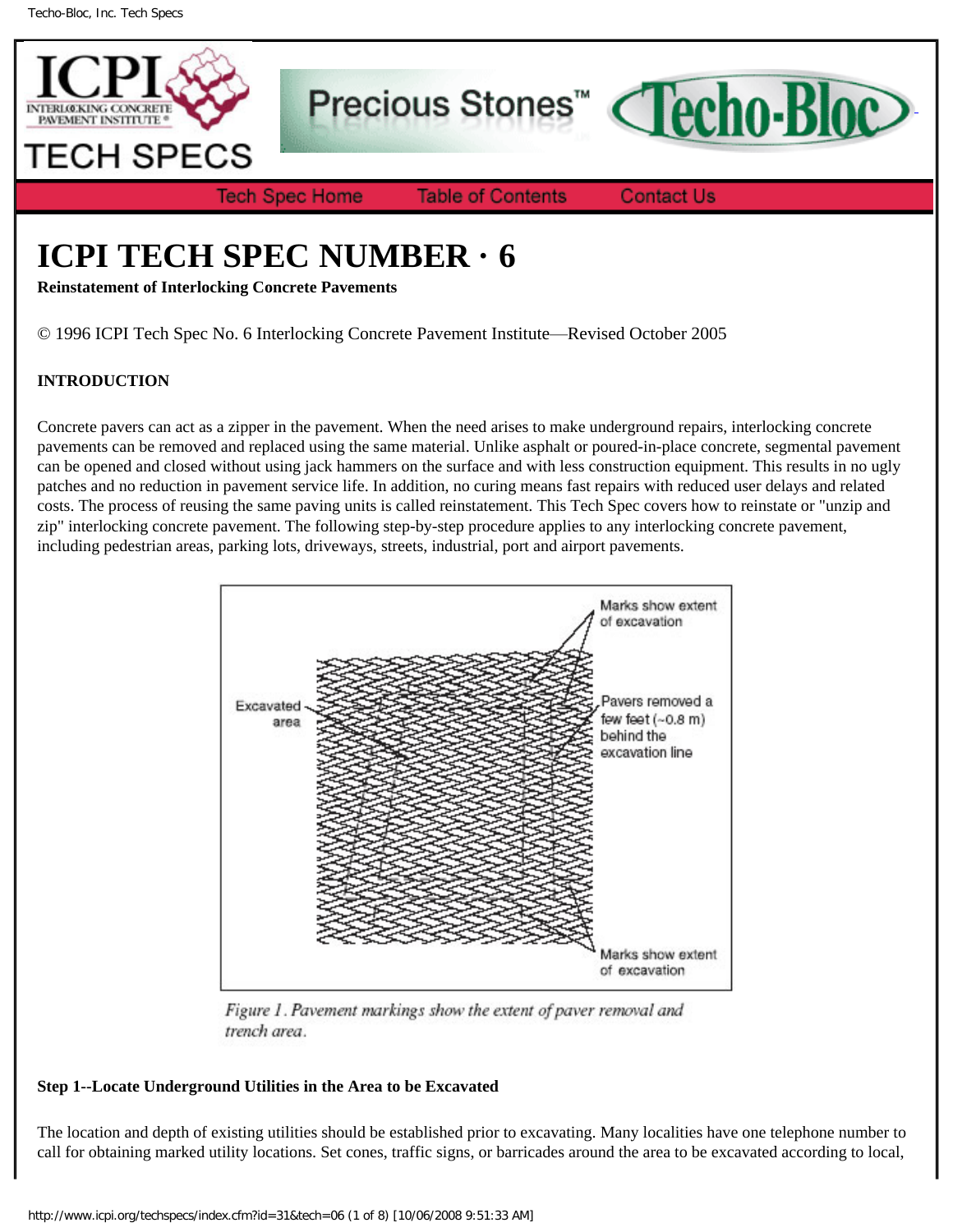# ICPI TECH SPEC NUMBER · 6

**Reinstatement of Interlocking Concrete Pavements**

© 1996 ICPI Tech Spec No. 6 Interlocking Concrete Pavement Institute—Revised October 2005

**INTRODUCTION**

Concrete pavers can act as a zipper in the pavement. When the need arises to make underground repairs, interlocking concrete pavements can be removed and replaced using the same material. Unlike asphalt or poured-in-place concrete, segmental pavement can be opened and closed without using jack hammers on the surface and with less construction equipment. This results in no ugly patches and no reduction in pavement service life. In addition, no curing means fast repairs with reduced user delays and related costs. The process of reusing the same paving units is called reinstatement. This Tech Spec covers how to reinstate or "unzip and zip" interlocking concrete pavement. The following step-by-step procedure applies to any interlocking concrete pavement, including pedestrian areas, parking lots, driveways, streets, industrial, port and airport pavements.

Marks show extent of excavation

Excavated area

Pavers removed a few feet (~0.8 m) behind the excavation line

Marks show extent of excavation

*Figure 1. Pavement markings show the extent of paver removal and trench area.*

**Step 1--Locate Underground Utilities in the Area to be Excavated**

The location and depth of existing utilities should be established prior to excavating. Many localities have one telephone number to call for obtaining marked utility locations. Set cones, traffic signs, or barricades around the area to be excavated according to local,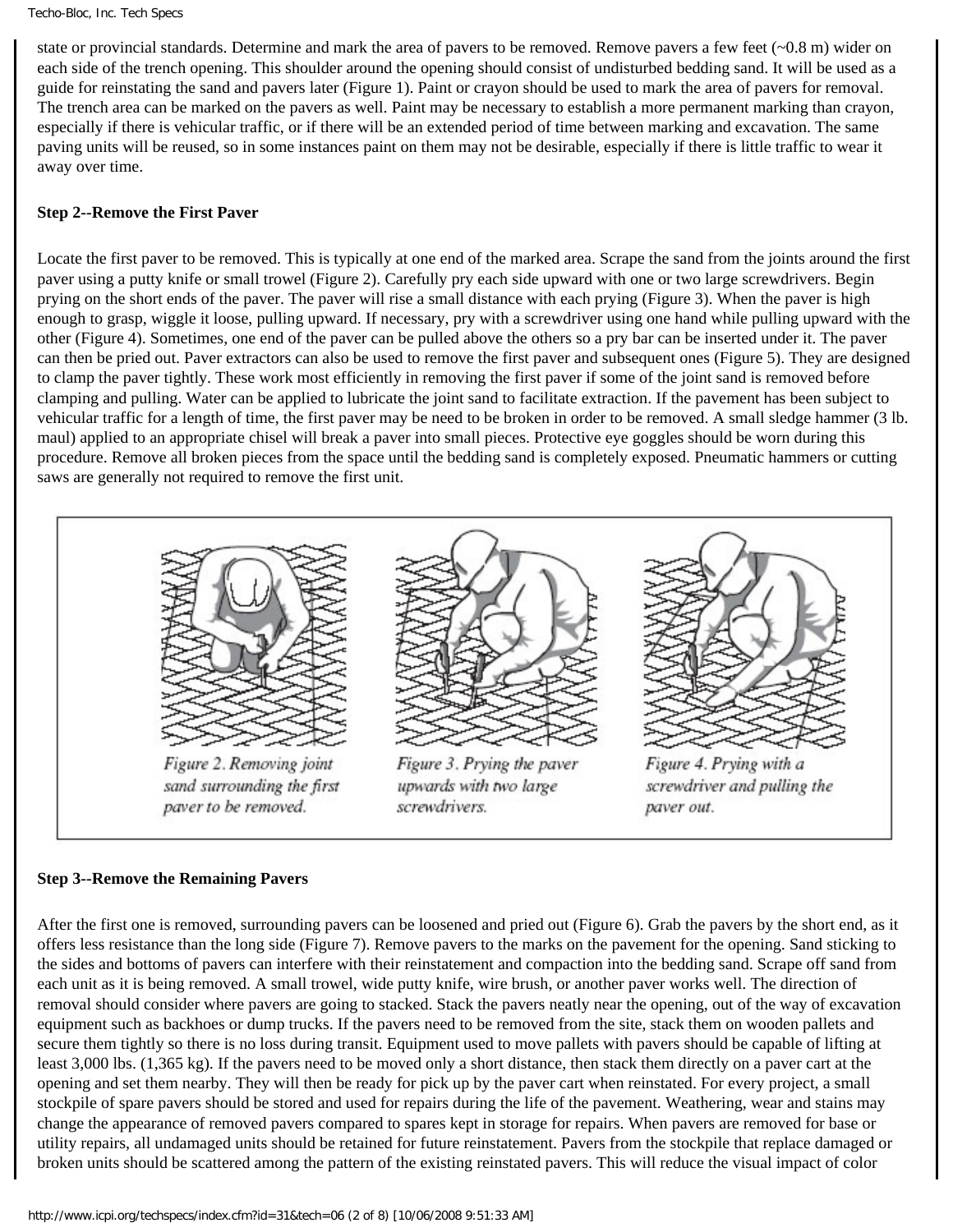state or provincial standards. Determine and mark the area of pavers to be removed. Remove pavers a few feet (~0.8 m) wider on each side of the trench opening. This shoulder around the opening should consist of undisturbed bedding sand. It will be used as a guide for reinstating the sand and pavers later (Figure 1). Paint or crayon should be used to mark the area of pavers for removal. The trench area can be marked on the pavers as well. Paint may be necessary to establish a more permanent marking than crayon, especially if there is vehicular traffic, or if there will be an extended period of time between marking and excavation. The same paving units will be reused, so in some instances paint on them may not be desirable, especially if there is little traffic to wear it away over time.

**Step 2--Remove the First Paver**

Locate the first paver to be removed. This is typically at one end of the marked area. Scrape the sand from the joints around the first paver using a putty knife or small trowel (Figure 2). Carefully pry each side upward with one or two large screwdrivers. Begin prying on the short ends of the paver. The paver will rise a small distance with each prying (Figure 3). When the paver is high enough to grasp, wiggle it loose, pulling upward. If necessary, pry with a screwdriver using one hand while pulling upward with the other (Figure 4). Sometimes, one end of the paver can be pulled above the others so a pry bar can be inserted under it. The paver can then be pried out. Paver extractors can also be used to remove the first paver and subsequent ones (Figure 5). They are designed to clamp the paver tightly. These work most efficiently in removing the first paver if some of the joint sand is removed before clamping and pulling. Water can be applied to lubricate the joint sand to facilitate extraction. If the pavement has been subject to vehicular traffic for a length of time, the first paver may be need to be broken in order to be removed. A small sledge hammer (3 lb. maul) applied to an appropriate chisel will break a paver into small pieces. Protective eye goggles should be worn during this procedure. Remove all broken pieces from the space until the bedding sand is completely exposed. Pneumatic hammers or cutting saws are generally not required to remove the first unit.

*Figure 2. Removing joint sand surrounding the first paver to be removed.*

*Figure 3. Prying the paver upwards with two large screwdrivers.*

*Figure 4. Prying with a screwdriver and pulling the paver out.*

**Step 3--Remove the Remaining Pavers**

After the first one is removed, surrounding pavers can be loosened and pried out (Figure 6). Grab the pavers by the short end, as it offers less resistance than the long side (Figure 7). Remove pavers to the marks on the pavement for the opening. Sand sticking to the sides and bottoms of pavers can interfere with their reinstatement and compaction into the bedding sand. Scrape off sand from each unit as it is being removed. A small trowel, wide putty knife, wire brush, or another paver works well. The direction of removal should consider where pavers are going to stacked. Stack the pavers neatly near the opening, out of the way of excavation equipment such as backhoes or dump trucks. If the pavers need to be removed from the site, stack them on wooden pallets and secure them tightly so there is no loss during transit. Equipment used to move pallets with pavers should be capable of lifting at least 3,000 lbs. (1,365 kg). If the pavers need to be moved only a short distance, then stack them directly on a paver cart at the opening and set them nearby. They will then be ready for pick up by the paver cart when reinstated. For every project, a small stockpile of spare pavers should be stored and used for repairs during the life of the pavement. Weathering, wear and stains may change the appearance of removed pavers compared to spares kept in storage for repairs. When pavers are removed for base or utility repairs, all undamaged units should be retained for future reinstatement. Pavers from the stockpile that replace damaged or broken units should be scattered among the pattern of the existing reinstated pavers. This will reduce the visual impact of color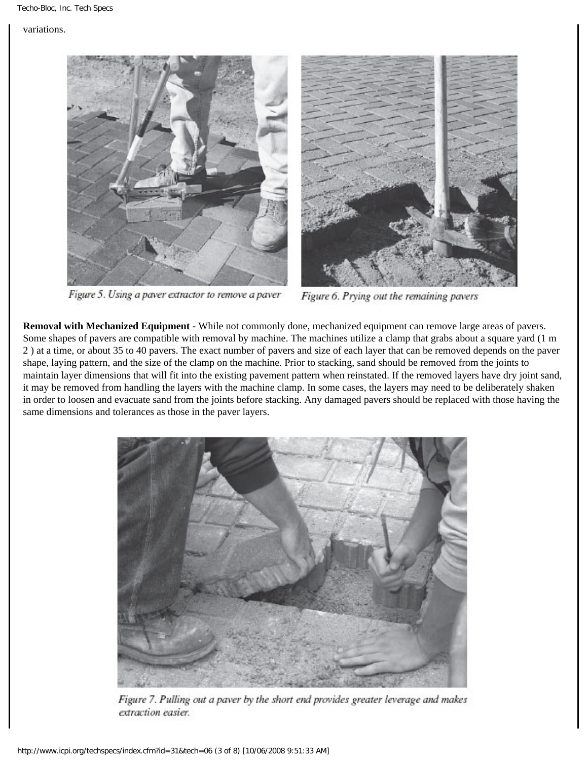variations.

Figure 5. Using a paver extractor to remove a paver

Figure 6. Prying out the remaining pavers

**Removal with Mechanized Equipment -** While not commonly done, mechanized equipment can remove large areas of pavers. Some shapes of pavers are compatible with removal by machine. The machines utilize a clamp that grabs about a square yard (1 $m^2$) at a time, or about 35 to 40 pavers. The exact number of pavers and size of each layer that can be removed depends on the paver shape, laying pattern, and the size of the clamp on the machine. Prior to stacking, sand should be removed from the joints to maintain layer dimensions that will fit into the existing pavement pattern when reinstated. If the removed layers have dry joint sand, it may be removed from handling the layers with the machine clamp. In some cases, the layers may need to be deliberately shaken in order to loosen and evacuate sand from the joints before stacking. Any damaged pavers should be replaced with those having the same dimensions and tolerances as those in the paver layers.

Figure 7. Pulling out a paver by the short end provides greater leverage and makes extraction easier.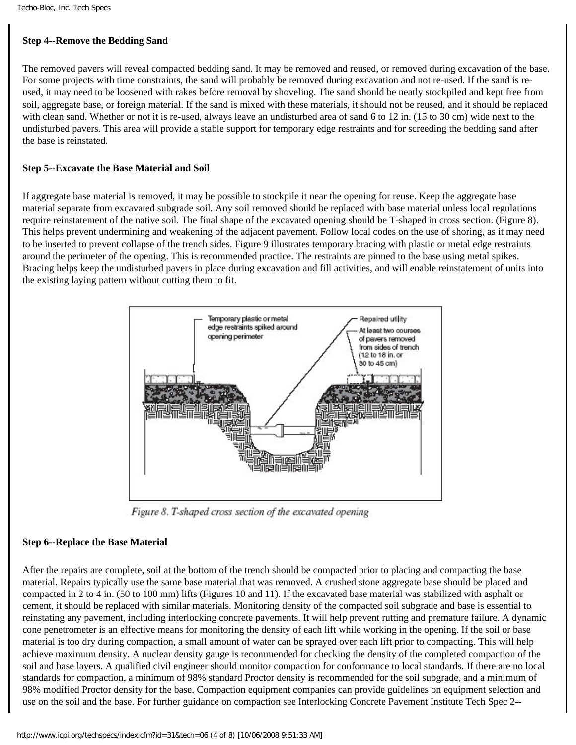**Step 4--Remove the Bedding Sand**

The removed pavers will reveal compacted bedding sand. It may be removed and reused, or removed during excavation of the base. For some projects with time constraints, the sand will probably be removed during excavation and not re-used. If the sand is re-used, it may need to be loosened with rakes before removal by shoveling. The sand should be neatly stockpiled and kept free from soil, aggregate base, or foreign material. If the sand is mixed with these materials, it should not be reused, and it should be replaced with clean sand. Whether or not it is re-used, always leave an undisturbed area of sand 6 to 12 in. (15 to 30 cm) wide next to the undisturbed pavers. This area will provide a stable support for temporary edge restraints and for screeding the bedding sand after the base is reinstated.

**Step 5--Excavate the Base Material and Soil**

If aggregate base material is removed, it may be possible to stockpile it near the opening for reuse. Keep the aggregate base material separate from excavated subgrade soil. Any soil removed should be replaced with base material unless local regulations require reinstatement of the native soil. The final shape of the excavated opening should be T-shaped in cross section. (Figure 8). This helps prevent undermining and weakening of the adjacent pavement. Follow local codes on the use of shoring, as it may need to be inserted to prevent collapse of the trench sides. Figure 9 illustrates temporary bracing with plastic or metal edge restraints around the perimeter of the opening. This is recommended practice. The restraints are pinned to the base using metal spikes. Bracing helps keep the undisturbed pavers in place during excavation and fill activities, and will enable reinstatement of units into the existing laying pattern without cutting them to fit.

Temporary plastic or metal edge restraints spiked around opening perimeter

Repaired utility

At least two courses of pavers removed from sides of trench (12 to 18 in. or 30 to 45 cm)

*Figure 8. T-shaped cross section of the excavated opening*

**Step 6--Replace the Base Material**

After the repairs are complete, soil at the bottom of the trench should be compacted prior to placing and compacting the base material. Repairs typically use the same base material that was removed. A crushed stone aggregate base should be placed and compacted in 2 to 4 in. (50 to 100 mm) lifts (Figures 10 and 11). If the excavated base material was stabilized with asphalt or cement, it should be replaced with similar materials. Monitoring density of the compacted soil subgrade and base is essential to reinstating any pavement, including interlocking concrete pavements. It will help prevent rutting and premature failure. A dynamic cone penetrometer is an effective means for monitoring the density of each lift while working in the opening. If the soil or base material is too dry during compaction, a small amount of water can be sprayed over each lift prior to compacting. This will help achieve maximum density. A nuclear density gauge is recommended for checking the density of the completed compaction of the soil and base layers. A qualified civil engineer should monitor compaction for conformance to local standards. If there are no local standards for compaction, a minimum of 98% standard Proctor density is recommended for the soil subgrade, and a minimum of 98% modified Proctor density for the base. Compaction equipment companies can provide guidelines on equipment selection and use on the soil and the base. For further guidance on compaction see Interlocking Concrete Pavement Institute Tech Spec 2--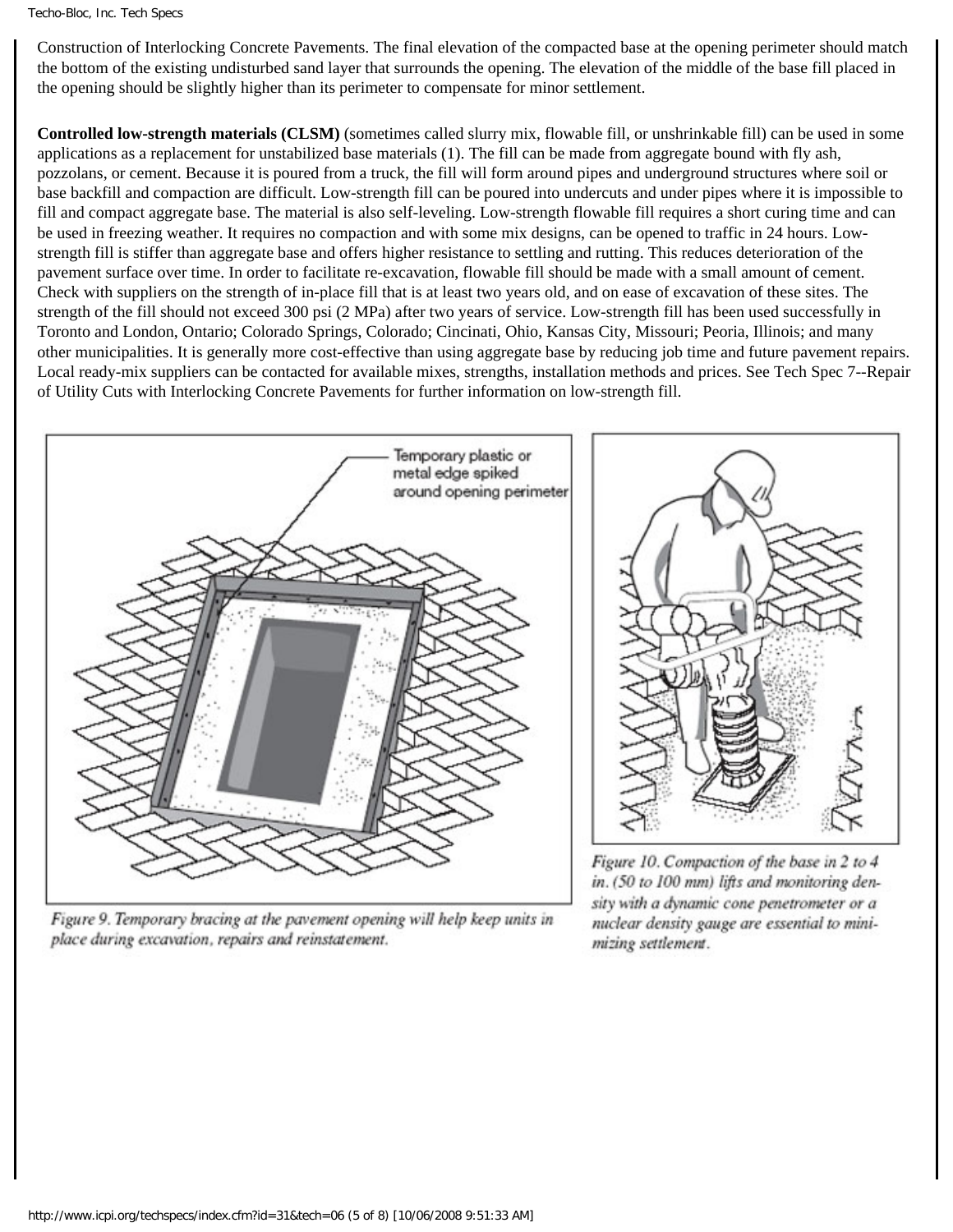Construction of Interlocking Concrete Pavements. The final elevation of the compacted base at the opening perimeter should match the bottom of the existing undisturbed sand layer that surrounds the opening. The elevation of the middle of the base fill placed in the opening should be slightly higher than its perimeter to compensate for minor settlement.

**Controlled low-strength materials (CLSM)** (sometimes called slurry mix, flowable fill, or unshrinkable fill) can be used in some applications as a replacement for unstabilized base materials (1). The fill can be made from aggregate bound with fly ash, pozzolans, or cement. Because it is poured from a truck, the fill will form around pipes and underground structures where soil or base backfill and compaction are difficult. Low-strength fill can be poured into undercuts and under pipes where it is impossible to fill and compact aggregate base. The material is also self-leveling. Low-strength flowable fill requires a short curing time and can be used in freezing weather. It requires no compaction and with some mix designs, can be opened to traffic in 24 hours. Low-strength fill is stiffer than aggregate base and offers higher resistance to settling and rutting. This reduces deterioration of the pavement surface over time. In order to facilitate re-excavation, flowable fill should be made with a small amount of cement. Check with suppliers on the strength of in-place fill that is at least two years old, and on ease of excavation of these sites. The strength of the fill should not exceed 300 psi (2 MPa) after two years of service. Low-strength fill has been used successfully in Toronto and London, Ontario; Colorado Springs, Colorado; Cincinati, Ohio, Kansas City, Missouri; Peoria, Illinois; and many other municipalities. It is generally more cost-effective than using aggregate base by reducing job time and future pavement repairs. Local ready-mix suppliers can be contacted for available mixes, strengths, installation methods and prices. See Tech Spec 7--Repair of Utility Cuts with Interlocking Concrete Pavements for further information on low-strength fill.

Temporary plastic or metal edge spiked around opening perimeter

*Figure 9. Temporary bracing at the pavement opening will help keep units in place during excavation, repairs and reinstatement.*

*Figure 10. Compaction of the base in 2 to 4 in. (50 to 100 mm) lifts and monitoring density with a dynamic cone penetrometer or a nuclear density gauge are essential to minimizing settlement.*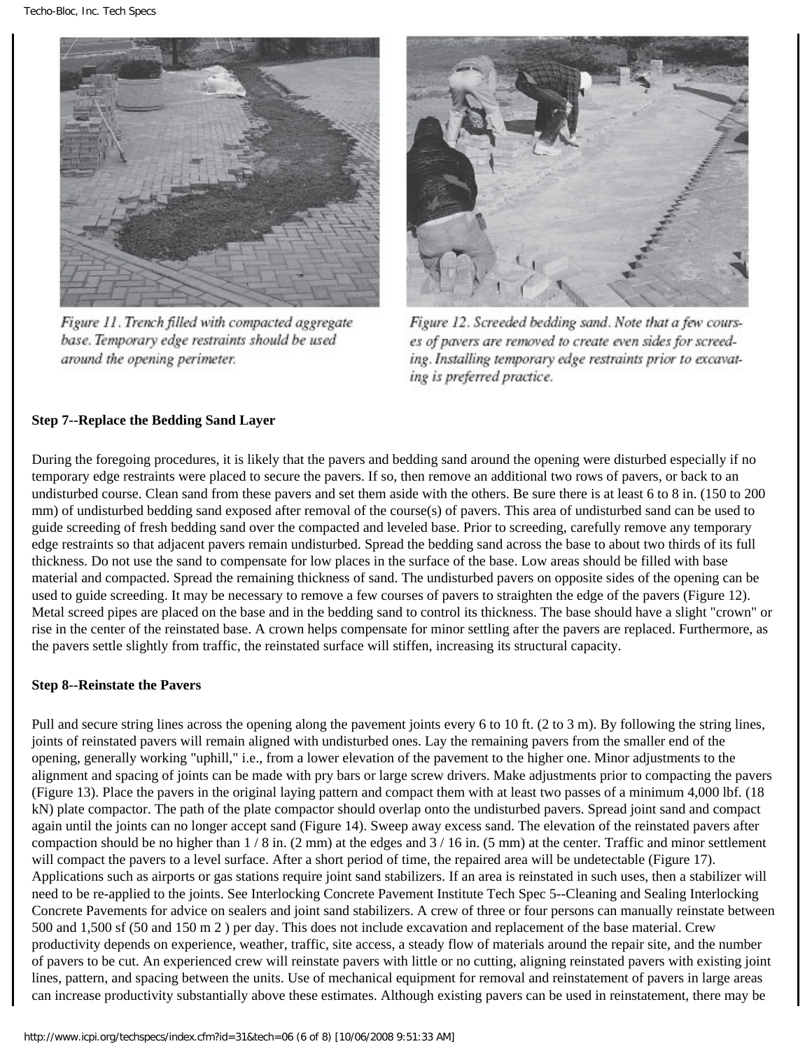Figure 11. Trench filled with compacted aggregate base. Temporary edge restraints should be used around the opening perimeter.

Figure 12. Screeded bedding sand. Note that a few courses of pavers are removed to create even sides for screeding. Installing temporary edge restraints prior to excavating is preferred practice.

**Step 7--Replace the Bedding Sand Layer**

During the foregoing procedures, it is likely that the pavers and bedding sand around the opening were disturbed especially if no temporary edge restraints were placed to secure the pavers. If so, then remove an additional two rows of pavers, or back to an undisturbed course. Clean sand from these pavers and set them aside with the others. Be sure there is at least 6 to 8 in. (150 to 200 mm) of undisturbed bedding sand exposed after removal of the course(s) of pavers. This area of undisturbed sand can be used to guide screeding of fresh bedding sand over the compacted and leveled base. Prior to screeding, carefully remove any temporary edge restraints so that adjacent pavers remain undisturbed. Spread the bedding sand across the base to about two thirds of its full thickness. Do not use the sand to compensate for low places in the surface of the base. Low areas should be filled with base material and compacted. Spread the remaining thickness of sand. The undisturbed pavers on opposite sides of the opening can be used to guide screeding. It may be necessary to remove a few courses of pavers to straighten the edge of the pavers (Figure 12). Metal screed pipes are placed on the base and in the bedding sand to control its thickness. The base should have a slight "crown" or rise in the center of the reinstated base. A crown helps compensate for minor settling after the pavers are replaced. Furthermore, as the pavers settle slightly from traffic, the reinstated surface will stiffen, increasing its structural capacity.

**Step 8--Reinstate the Pavers**

Pull and secure string lines across the opening along the pavement joints every 6 to 10 ft. (2 to 3 m). By following the string lines, joints of reinstated pavers will remain aligned with undisturbed ones. Lay the remaining pavers from the smaller end of the opening, generally working "uphill," i.e., from a lower elevation of the pavement to the higher one. Minor adjustments to the alignment and spacing of joints can be made with pry bars or large screw drivers. Make adjustments prior to compacting the pavers (Figure 13). Place the pavers in the original laying pattern and compact them with at least two passes of a minimum 4,000 lbf. (18 kN) plate compactor. The path of the plate compactor should overlap onto the undisturbed pavers. Spread joint sand and compact again until the joints can no longer accept sand (Figure 14). Sweep away excess sand. The elevation of the reinstated pavers after compaction should be no higher than 1 / 8 in. (2 mm) at the edges and 3 / 16 in. (5 mm) at the center. Traffic and minor settlement will compact the pavers to a level surface. After a short period of time, the repaired area will be undetectable (Figure 17). Applications such as airports or gas stations require joint sand stabilizers. If an area is reinstated in such uses, then a stabilizer will need to be re-applied to the joints. See Interlocking Concrete Pavement Institute Tech Spec 5--Cleaning and Sealing Interlocking Concrete Pavements for advice on sealers and joint sand stabilizers. A crew of three or four persons can manually reinstate between 500 and 1,500 sf (50 and 150 m 2 ) per day. This does not include excavation and replacement of the base material. Crew productivity depends on experience, weather, traffic, site access, a steady flow of materials around the repair site, and the number of pavers to be cut. An experienced crew will reinstate pavers with little or no cutting, aligning reinstated pavers with existing joint lines, pattern, and spacing between the units. Use of mechanical equipment for removal and reinstatement of pavers in large areas can increase productivity substantially above these estimates. Although existing pavers can be used in reinstatement, there may be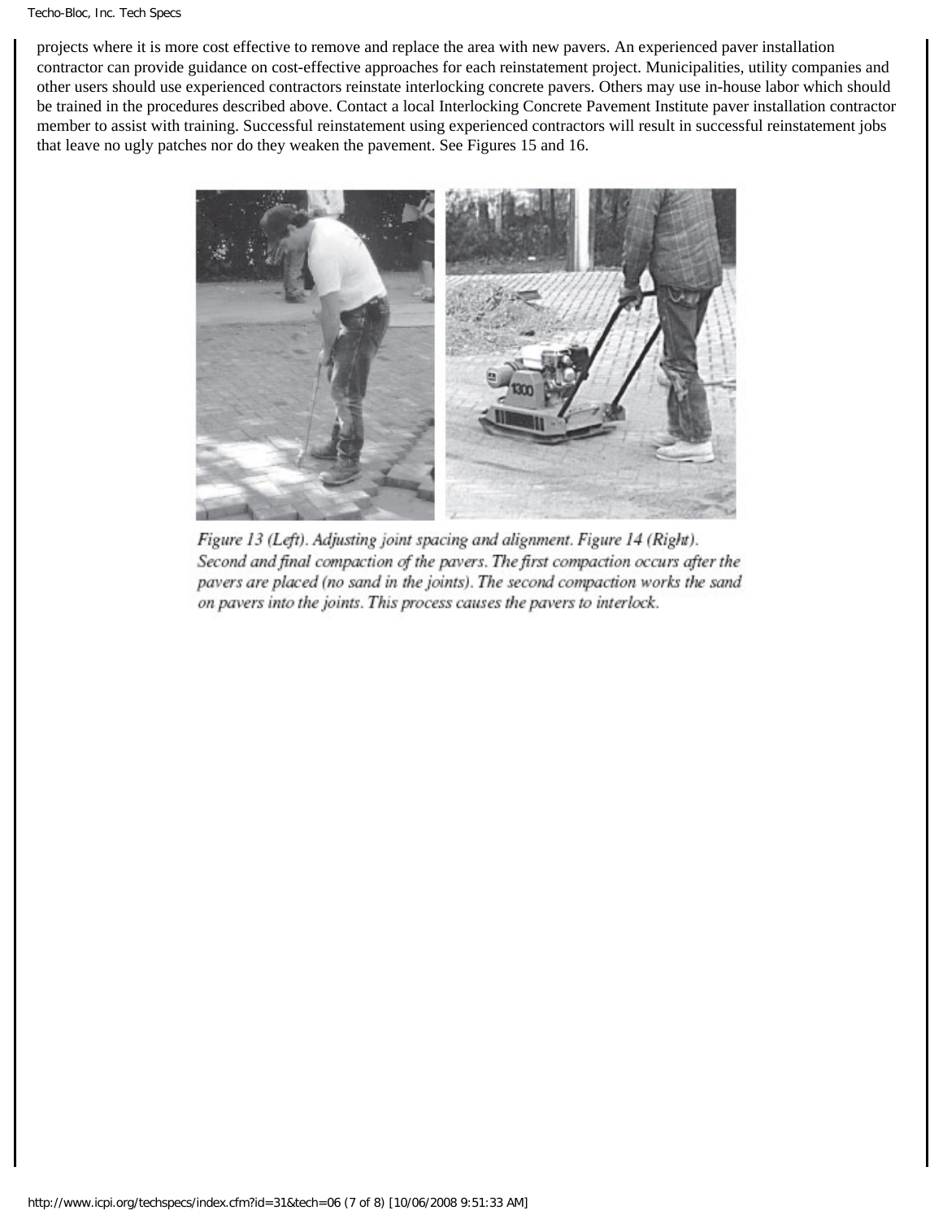projects where it is more cost effective to remove and replace the area with new pavers. An experienced paver installation contractor can provide guidance on cost-effective approaches for each reinstatement project. Municipalities, utility companies and other users should use experienced contractors reinstate interlocking concrete pavers. Others may use in-house labor which should be trained in the procedures described above. Contact a local Interlocking Concrete Pavement Institute paver installation contractor member to assist with training. Successful reinstatement using experienced contractors will result in successful reinstatement jobs that leave no ugly patches nor do they weaken the pavement. See Figures 15 and 16.

*Figure 13 (Left). Adjusting joint spacing and alignment. Figure 14 (Right). Second and final compaction of the pavers. The first compaction occurs after the pavers are placed (no sand in the joints). The second compaction works the sand on pavers into the joints. This process causes the pavers to interlock.*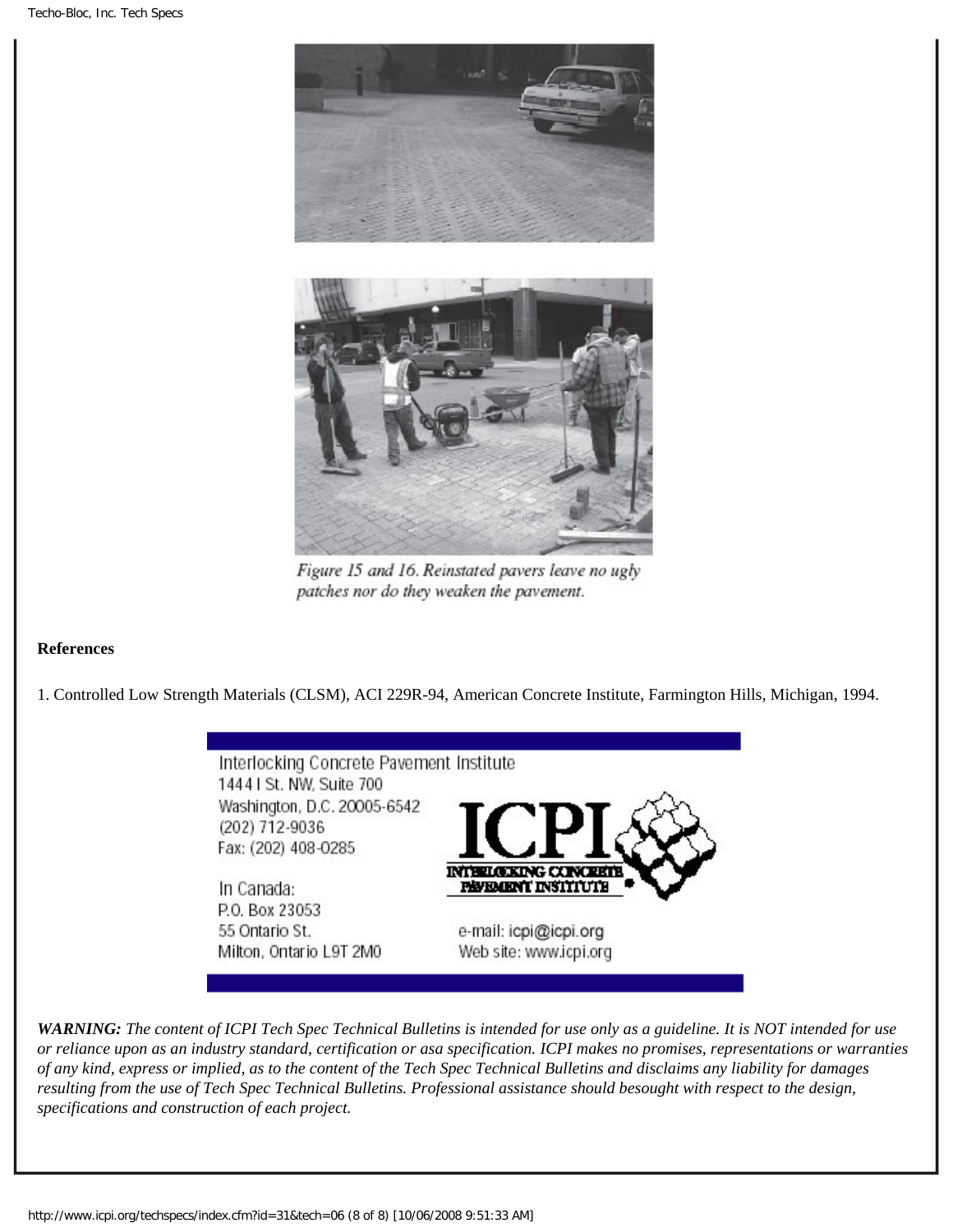Figure 15 and 16. Reinstated pavers leave no ugly patches nor do they weaken the pavement.

**References**

1. Controlled Low Strength Materials (CLSM), ACI 229R-94, American Concrete Institute, Farmington Hills, Michigan, 1994.

Interlocking Concrete Pavement Institute
1444 I St. NW, Suite 700
Washington, D.C. 20005-6542
(202) 712-9036
Fax: (202) 408-0285

In Canada:
P.O. Box 23053
55 Ontario St.
Milton, Ontario L9T 2M0

ICPI
INTERLOCKING CONCRETE PAVEMENT INSTITUTE

e-mail: icpi@icpi.org
Web site: www.icpi.org

***WARNING:*** *The content of ICPI Tech Spec Technical Bulletins is intended for use only as a guideline. It is NOT intended for use or reliance upon as an industry standard, certification or asa specification. ICPI makes no promises, representations or warranties of any kind, express or implied, as to the content of the Tech Spec Technical Bulletins and disclaims any liability for damages resulting from the use of Tech Spec Technical Bulletins. Professional assistance should besought with respect to the design, specifications and construction of each project.*